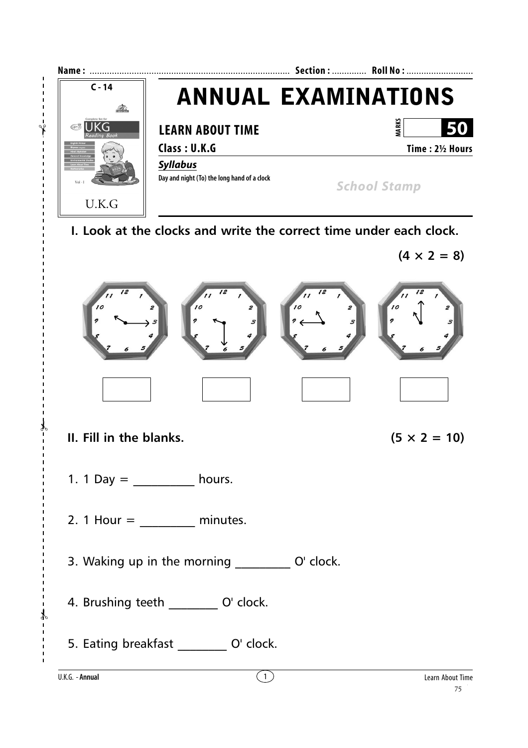Name : ................................................................................ Section : ............. Roll No : ...........................

C - 14

UKG Reading Book

U.K.G

# ANNUAL EXAMINATIONS

## LEARN ABOUT TIME

MARKS **50**

**Class : U.K.G** **Time : 2½ Hours**

***Syllabus***

Day and night (To) the long hand of a clock

*School Stamp*

### I. Look at the clocks and write the correct time under each clock.

**(4 × 2 = 8)**

| | | | |
|---|---|---|---|
| ______ | ______ | ______ | ______ |

### II. Fill in the blanks. **(5 × 2 = 10)**

1. 1 Day = __________ hours.

2. 1 Hour = _________ minutes.

3. Waking up in the morning _________ O' clock.

4. Brushing teeth ________ O' clock.

5. Eating breakfast ________ O' clock.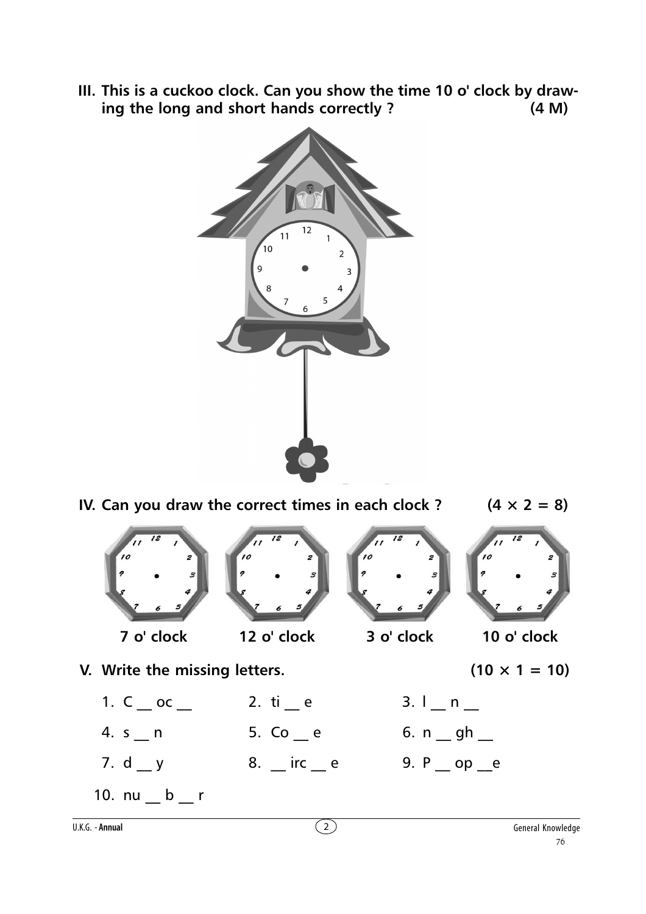**III. This is a cuckoo clock. Can you show the time 10 o' clock by drawing the long and short hands correctly ? (4 M)**

**IV. Can you draw the correct times in each clock ? (4 × 2 = 8)**

| 7 o' clock | 12 o' clock | 3 o' clock | 10 o' clock |
|---|---|---|---|

**V. Write the missing letters. (10 × 1 = 10)**

1. C __ oc __
2. ti __ e
3. l __ n __
4. s __ n
5. Co __ e
6. n __ gh __
7. d __ y
8. __ irc __ e
9. P __ op __e
10. nu __ b __ r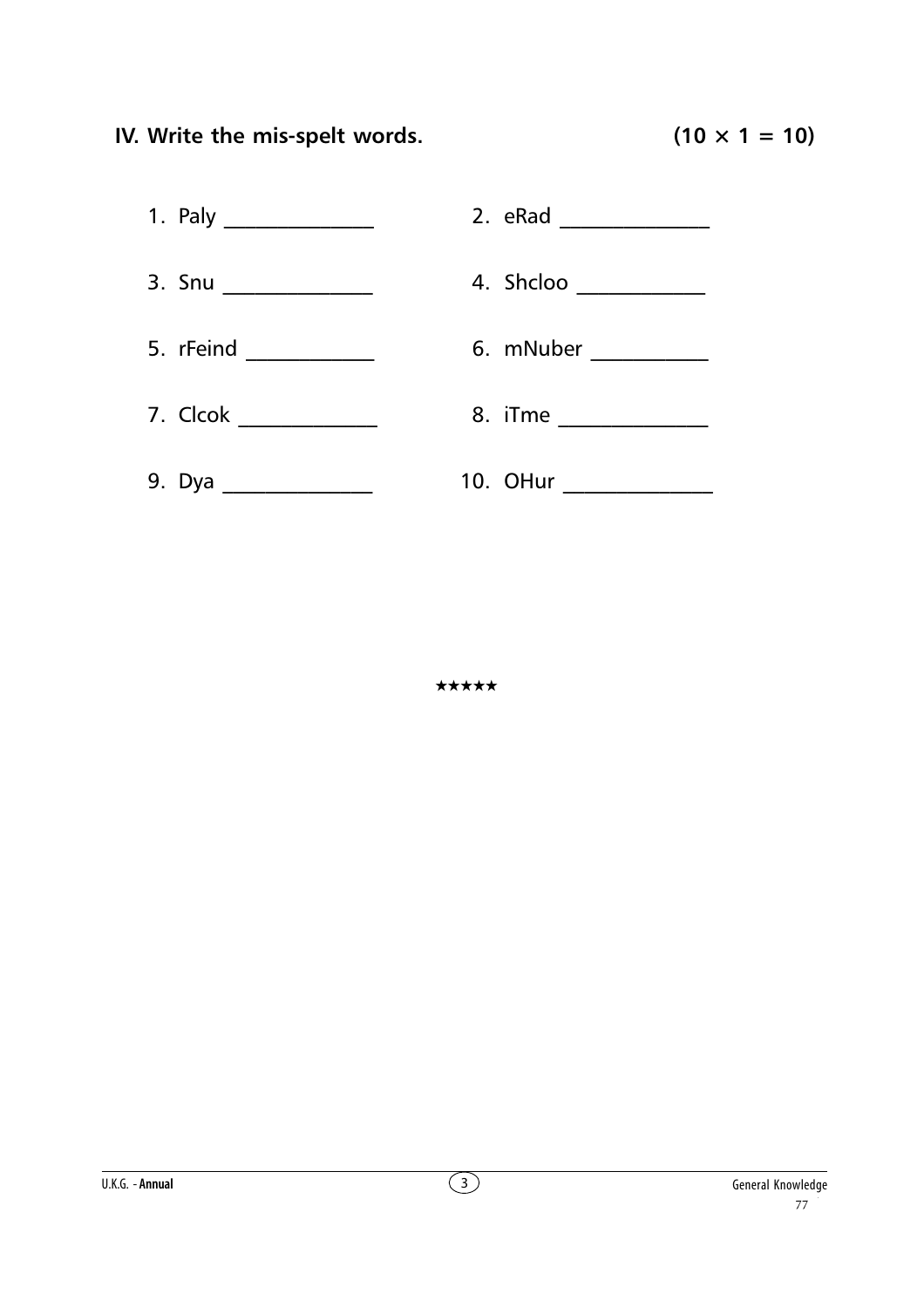**IV. Write the mis-spelt words.** **(10 × 1 = 10)**

1. Paly ______________
2. eRad ______________
3. Snu ______________
4. Shcloo ____________
5. rFeind ____________
6. mNuber ___________
7. Clcok _____________
8. iTme ______________
9. Dya ______________
10. OHur ______________

★★★★★